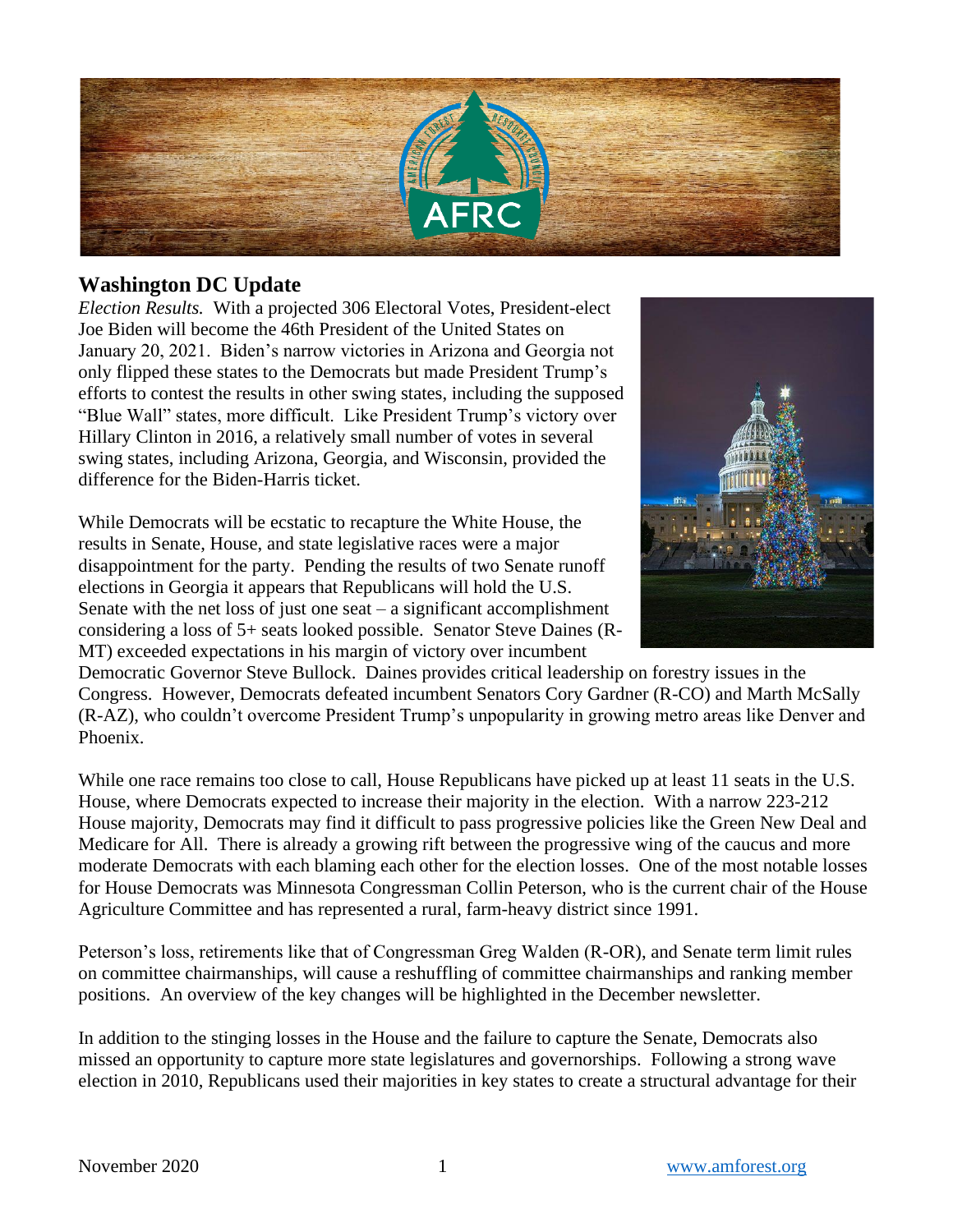## Washington DC Update

*Election Results.* With a projected 306 Electoral Votes, President-elect Joe Biden will become the 46th President of the United States on January 20, 2021. Biden's narrow victories in Arizona and Georgia not only flipped these states to the Democrats but made President Trump's efforts to contest the results in other swing states, including the supposed "Blue Wall" states, more difficult. Like President Trump's victory over Hillary Clinton in 2016, a relatively small number of votes in several swing states, including Arizona, Georgia, and Wisconsin, provided the difference for the Biden-Harris ticket.

While Democrats will be ecstatic to recapture the White House, the results in Senate, House, and state legislative races were a major disappointment for the party. Pending the results of two Senate runoff elections in Georgia it appears that Republicans will hold the U.S. Senate with the net loss of just one seat – a significant accomplishment considering a loss of 5+ seats looked possible. Senator Steve Daines (R-MT) exceeded expectations in his margin of victory over incumbent Democratic Governor Steve Bullock. Daines provides critical leadership on forestry issues in the Congress. However, Democrats defeated incumbent Senators Cory Gardner (R-CO) and Marth McSally (R-AZ), who couldn't overcome President Trump's unpopularity in growing metro areas like Denver and Phoenix.

While one race remains too close to call, House Republicans have picked up at least 11 seats in the U.S. House, where Democrats expected to increase their majority in the election. With a narrow 223-212 House majority, Democrats may find it difficult to pass progressive policies like the Green New Deal and Medicare for All. There is already a growing rift between the progressive wing of the caucus and more moderate Democrats with each blaming each other for the election losses. One of the most notable losses for House Democrats was Minnesota Congressman Collin Peterson, who is the current chair of the House Agriculture Committee and has represented a rural, farm-heavy district since 1991.

Peterson's loss, retirements like that of Congressman Greg Walden (R-OR), and Senate term limit rules on committee chairmanships, will cause a reshuffling of committee chairmanships and ranking member positions. An overview of the key changes will be highlighted in the December newsletter.

In addition to the stinging losses in the House and the failure to capture the Senate, Democrats also missed an opportunity to capture more state legislatures and governorships. Following a strong wave election in 2010, Republicans used their majorities in key states to create a structural advantage for their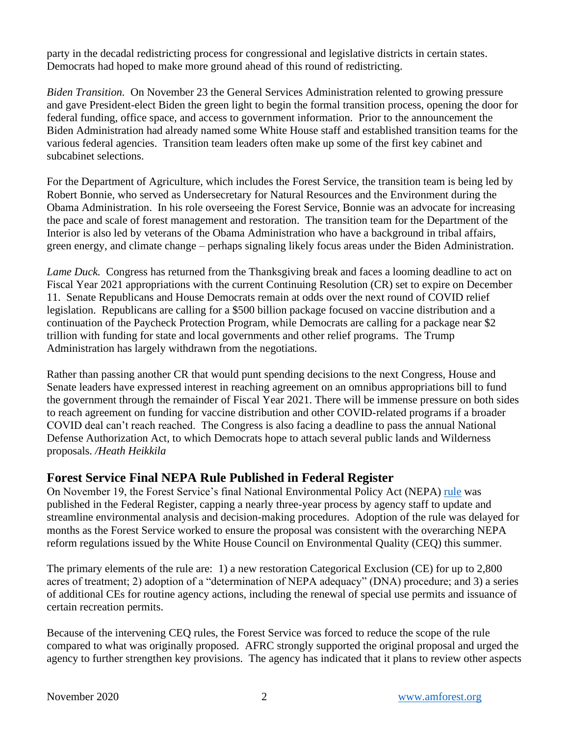party in the decadal redistricting process for congressional and legislative districts in certain states. Democrats had hoped to make more ground ahead of this round of redistricting.

*Biden Transition.* On November 23 the General Services Administration relented to growing pressure and gave President-elect Biden the green light to begin the formal transition process, opening the door for federal funding, office space, and access to government information. Prior to the announcement the Biden Administration had already named some White House staff and established transition teams for the various federal agencies. Transition team leaders often make up some of the first key cabinet and subcabinet selections.

For the Department of Agriculture, which includes the Forest Service, the transition team is being led by Robert Bonnie, who served as Undersecretary for Natural Resources and the Environment during the Obama Administration. In his role overseeing the Forest Service, Bonnie was an advocate for increasing the pace and scale of forest management and restoration. The transition team for the Department of the Interior is also led by veterans of the Obama Administration who have a background in tribal affairs, green energy, and climate change – perhaps signaling likely focus areas under the Biden Administration.

*Lame Duck.* Congress has returned from the Thanksgiving break and faces a looming deadline to act on Fiscal Year 2021 appropriations with the current Continuing Resolution (CR) set to expire on December 11. Senate Republicans and House Democrats remain at odds over the next round of COVID relief legislation. Republicans are calling for a $500 billion package focused on vaccine distribution and a continuation of the Paycheck Protection Program, while Democrats are calling for a package near $2 trillion with funding for state and local governments and other relief programs. The Trump Administration has largely withdrawn from the negotiations.

Rather than passing another CR that would punt spending decisions to the next Congress, House and Senate leaders have expressed interest in reaching agreement on an omnibus appropriations bill to fund the government through the remainder of Fiscal Year 2021. There will be immense pressure on both sides to reach agreement on funding for vaccine distribution and other COVID-related programs if a broader COVID deal can't reach reached. The Congress is also facing a deadline to pass the annual National Defense Authorization Act, to which Democrats hope to attach several public lands and Wilderness proposals. */Heath Heikkila*

## Forest Service Final NEPA Rule Published in Federal Register

On November 19, the Forest Service's final National Environmental Policy Act (NEPA) rule was published in the Federal Register, capping a nearly three-year process by agency staff to update and streamline environmental analysis and decision-making procedures. Adoption of the rule was delayed for months as the Forest Service worked to ensure the proposal was consistent with the overarching NEPA reform regulations issued by the White House Council on Environmental Quality (CEQ) this summer.

The primary elements of the rule are: 1) a new restoration Categorical Exclusion (CE) for up to 2,800 acres of treatment; 2) adoption of a "determination of NEPA adequacy" (DNA) procedure; and 3) a series of additional CEs for routine agency actions, including the renewal of special use permits and issuance of certain recreation permits.

Because of the intervening CEQ rules, the Forest Service was forced to reduce the scope of the rule compared to what was originally proposed. AFRC strongly supported the original proposal and urged the agency to further strengthen key provisions. The agency has indicated that it plans to review other aspects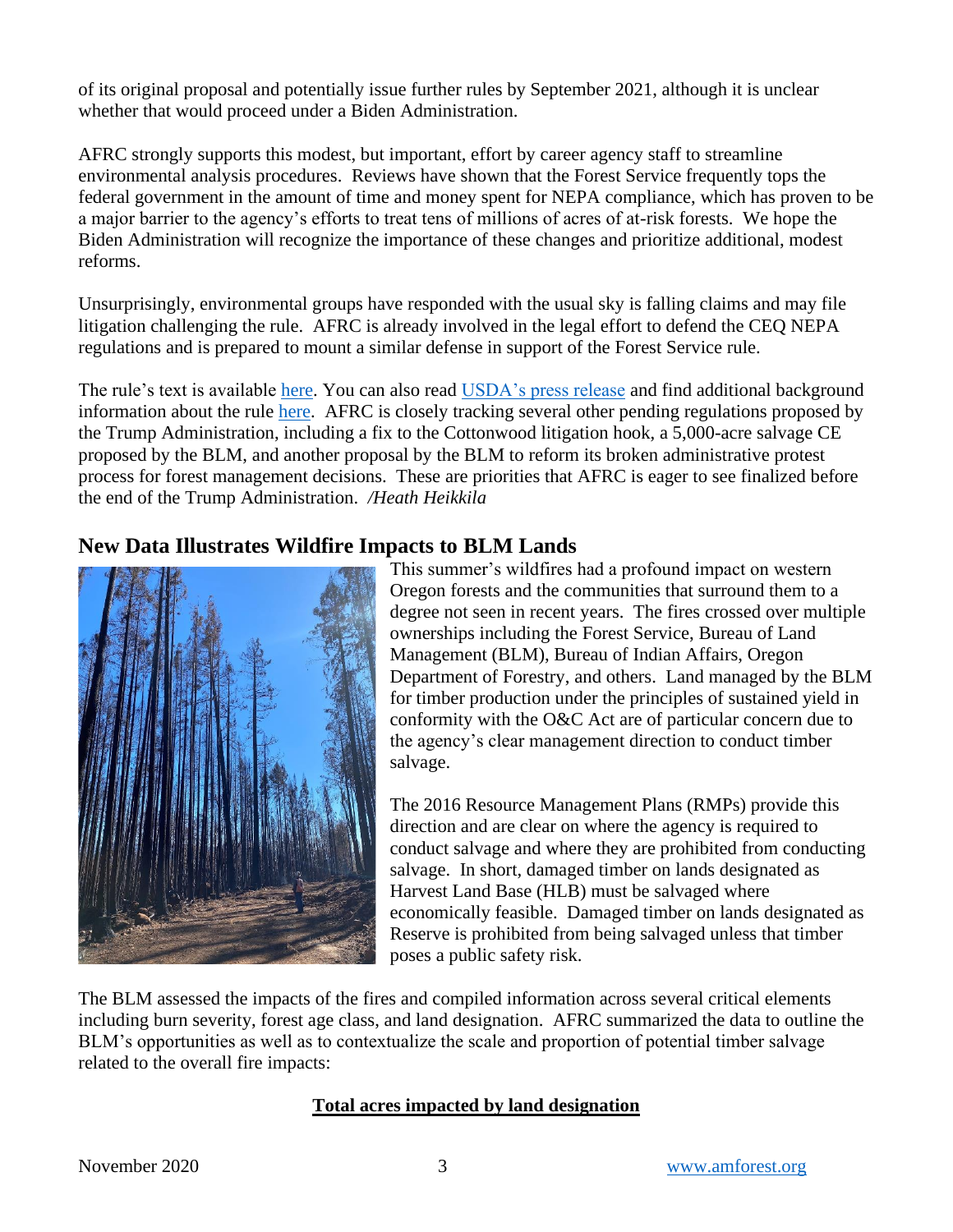of its original proposal and potentially issue further rules by September 2021, although it is unclear whether that would proceed under a Biden Administration.

AFRC strongly supports this modest, but important, effort by career agency staff to streamline environmental analysis procedures. Reviews have shown that the Forest Service frequently tops the federal government in the amount of time and money spent for NEPA compliance, which has proven to be a major barrier to the agency's efforts to treat tens of millions of acres of at-risk forests. We hope the Biden Administration will recognize the importance of these changes and prioritize additional, modest reforms.

Unsurprisingly, environmental groups have responded with the usual sky is falling claims and may file litigation challenging the rule. AFRC is already involved in the legal effort to defend the CEQ NEPA regulations and is prepared to mount a similar defense in support of the Forest Service rule.

The rule's text is available here. You can also read USDA's press release and find additional background information about the rule here. AFRC is closely tracking several other pending regulations proposed by the Trump Administration, including a fix to the Cottonwood litigation hook, a 5,000-acre salvage CE proposed by the BLM, and another proposal by the BLM to reform its broken administrative protest process for forest management decisions. These are priorities that AFRC is eager to see finalized before the end of the Trump Administration. */Heath Heikkila*

## New Data Illustrates Wildfire Impacts to BLM Lands

This summer's wildfires had a profound impact on western Oregon forests and the communities that surround them to a degree not seen in recent years. The fires crossed over multiple ownerships including the Forest Service, Bureau of Land Management (BLM), Bureau of Indian Affairs, Oregon Department of Forestry, and others. Land managed by the BLM for timber production under the principles of sustained yield in conformity with the O&C Act are of particular concern due to the agency's clear management direction to conduct timber salvage.

The 2016 Resource Management Plans (RMPs) provide this direction and are clear on where the agency is required to conduct salvage and where they are prohibited from conducting salvage. In short, damaged timber on lands designated as Harvest Land Base (HLB) must be salvaged where economically feasible. Damaged timber on lands designated as Reserve is prohibited from being salvaged unless that timber poses a public safety risk.

The BLM assessed the impacts of the fires and compiled information across several critical elements including burn severity, forest age class, and land designation. AFRC summarized the data to outline the BLM's opportunities as well as to contextualize the scale and proportion of potential timber salvage related to the overall fire impacts:

**Total acres impacted by land designation**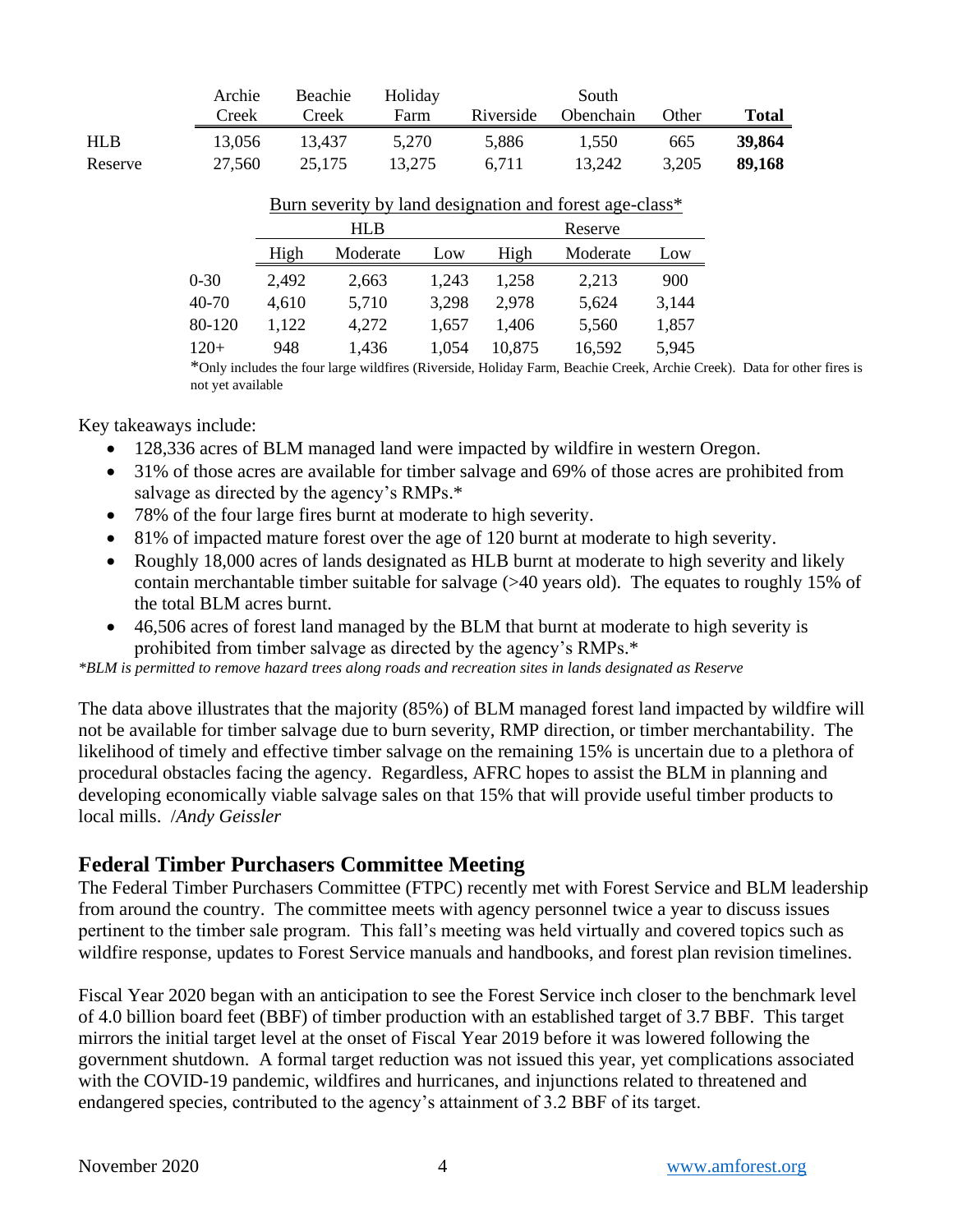| | Archie Creek | Beachie Creek | Holiday Farm | Riverside | South Obenchain | Other | **Total** |
|---|---|---|---|---|---|---|---|
| HLB | 13,056 | 13,437 | 5,270 | 5,886 | 1,550 | 665 | **39,864** |
| Reserve | 27,560 | 25,175 | 13,275 | 6,711 | 13,242 | 3,205 | **89,168** |

Burn severity by land designation and forest age-class*

| | HLB | | | Reserve | | |
|---|---|---|---|---|---|---|
| | High | Moderate | Low | High | Moderate | Low |
| 0-30 | 2,492 | 2,663 | 1,243 | 1,258 | 2,213 | 900 |
| 40-70 | 4,610 | 5,710 | 3,298 | 2,978 | 5,624 | 3,144 |
| 80-120 | 1,122 | 4,272 | 1,657 | 1,406 | 5,560 | 1,857 |
| 120+ | 948 | 1,436 | 1,054 | 10,875 | 16,592 | 5,945 |

*Only includes the four large wildfires (Riverside, Holiday Farm, Beachie Creek, Archie Creek). Data for other fires is not yet available

Key takeaways include:

- 128,336 acres of BLM managed land were impacted by wildfire in western Oregon.
- 31% of those acres are available for timber salvage and 69% of those acres are prohibited from salvage as directed by the agency's RMPs.*
- 78% of the four large fires burnt at moderate to high severity.
- 81% of impacted mature forest over the age of 120 burnt at moderate to high severity.
- Roughly 18,000 acres of lands designated as HLB burnt at moderate to high severity and likely contain merchantable timber suitable for salvage (>40 years old). The equates to roughly 15% of the total BLM acres burnt.
- 46,506 acres of forest land managed by the BLM that burnt at moderate to high severity is prohibited from timber salvage as directed by the agency's RMPs.*

*\*BLM is permitted to remove hazard trees along roads and recreation sites in lands designated as Reserve*

The data above illustrates that the majority (85%) of BLM managed forest land impacted by wildfire will not be available for timber salvage due to burn severity, RMP direction, or timber merchantability. The likelihood of timely and effective timber salvage on the remaining 15% is uncertain due to a plethora of procedural obstacles facing the agency. Regardless, AFRC hopes to assist the BLM in planning and developing economically viable salvage sales on that 15% that will provide useful timber products to local mills. /*Andy Geissler*

## Federal Timber Purchasers Committee Meeting

The Federal Timber Purchasers Committee (FTPC) recently met with Forest Service and BLM leadership from around the country. The committee meets with agency personnel twice a year to discuss issues pertinent to the timber sale program. This fall's meeting was held virtually and covered topics such as wildfire response, updates to Forest Service manuals and handbooks, and forest plan revision timelines.

Fiscal Year 2020 began with an anticipation to see the Forest Service inch closer to the benchmark level of 4.0 billion board feet (BBF) of timber production with an established target of 3.7 BBF. This target mirrors the initial target level at the onset of Fiscal Year 2019 before it was lowered following the government shutdown. A formal target reduction was not issued this year, yet complications associated with the COVID-19 pandemic, wildfires and hurricanes, and injunctions related to threatened and endangered species, contributed to the agency's attainment of 3.2 BBF of its target.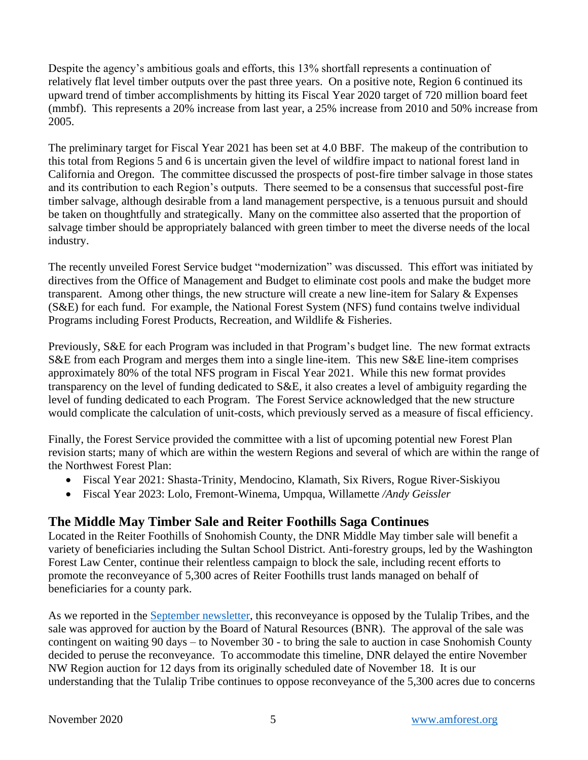Despite the agency's ambitious goals and efforts, this 13% shortfall represents a continuation of relatively flat level timber outputs over the past three years. On a positive note, Region 6 continued its upward trend of timber accomplishments by hitting its Fiscal Year 2020 target of 720 million board feet (mmbf). This represents a 20% increase from last year, a 25% increase from 2010 and 50% increase from 2005.

The preliminary target for Fiscal Year 2021 has been set at 4.0 BBF. The makeup of the contribution to this total from Regions 5 and 6 is uncertain given the level of wildfire impact to national forest land in California and Oregon. The committee discussed the prospects of post-fire timber salvage in those states and its contribution to each Region's outputs. There seemed to be a consensus that successful post-fire timber salvage, although desirable from a land management perspective, is a tenuous pursuit and should be taken on thoughtfully and strategically. Many on the committee also asserted that the proportion of salvage timber should be appropriately balanced with green timber to meet the diverse needs of the local industry.

The recently unveiled Forest Service budget "modernization" was discussed. This effort was initiated by directives from the Office of Management and Budget to eliminate cost pools and make the budget more transparent. Among other things, the new structure will create a new line-item for Salary & Expenses (S&E) for each fund. For example, the National Forest System (NFS) fund contains twelve individual Programs including Forest Products, Recreation, and Wildlife & Fisheries.

Previously, S&E for each Program was included in that Program's budget line. The new format extracts S&E from each Program and merges them into a single line-item. This new S&E line-item comprises approximately 80% of the total NFS program in Fiscal Year 2021. While this new format provides transparency on the level of funding dedicated to S&E, it also creates a level of ambiguity regarding the level of funding dedicated to each Program. The Forest Service acknowledged that the new structure would complicate the calculation of unit-costs, which previously served as a measure of fiscal efficiency.

Finally, the Forest Service provided the committee with a list of upcoming potential new Forest Plan revision starts; many of which are within the western Regions and several of which are within the range of the Northwest Forest Plan:

- Fiscal Year 2021: Shasta-Trinity, Mendocino, Klamath, Six Rivers, Rogue River-Siskiyou
- Fiscal Year 2023: Lolo, Fremont-Winema, Umpqua, Willamette */Andy Geissler*

## The Middle May Timber Sale and Reiter Foothills Saga Continues

Located in the Reiter Foothills of Snohomish County, the DNR Middle May timber sale will benefit a variety of beneficiaries including the Sultan School District. Anti-forestry groups, led by the Washington Forest Law Center, continue their relentless campaign to block the sale, including recent efforts to promote the reconveyance of 5,300 acres of Reiter Foothills trust lands managed on behalf of beneficiaries for a county park.

As we reported in the September newsletter, this reconveyance is opposed by the Tulalip Tribes, and the sale was approved for auction by the Board of Natural Resources (BNR). The approval of the sale was contingent on waiting 90 days – to November 30 - to bring the sale to auction in case Snohomish County decided to peruse the reconveyance. To accommodate this timeline, DNR delayed the entire November NW Region auction for 12 days from its originally scheduled date of November 18. It is our understanding that the Tulalip Tribe continues to oppose reconveyance of the 5,300 acres due to concerns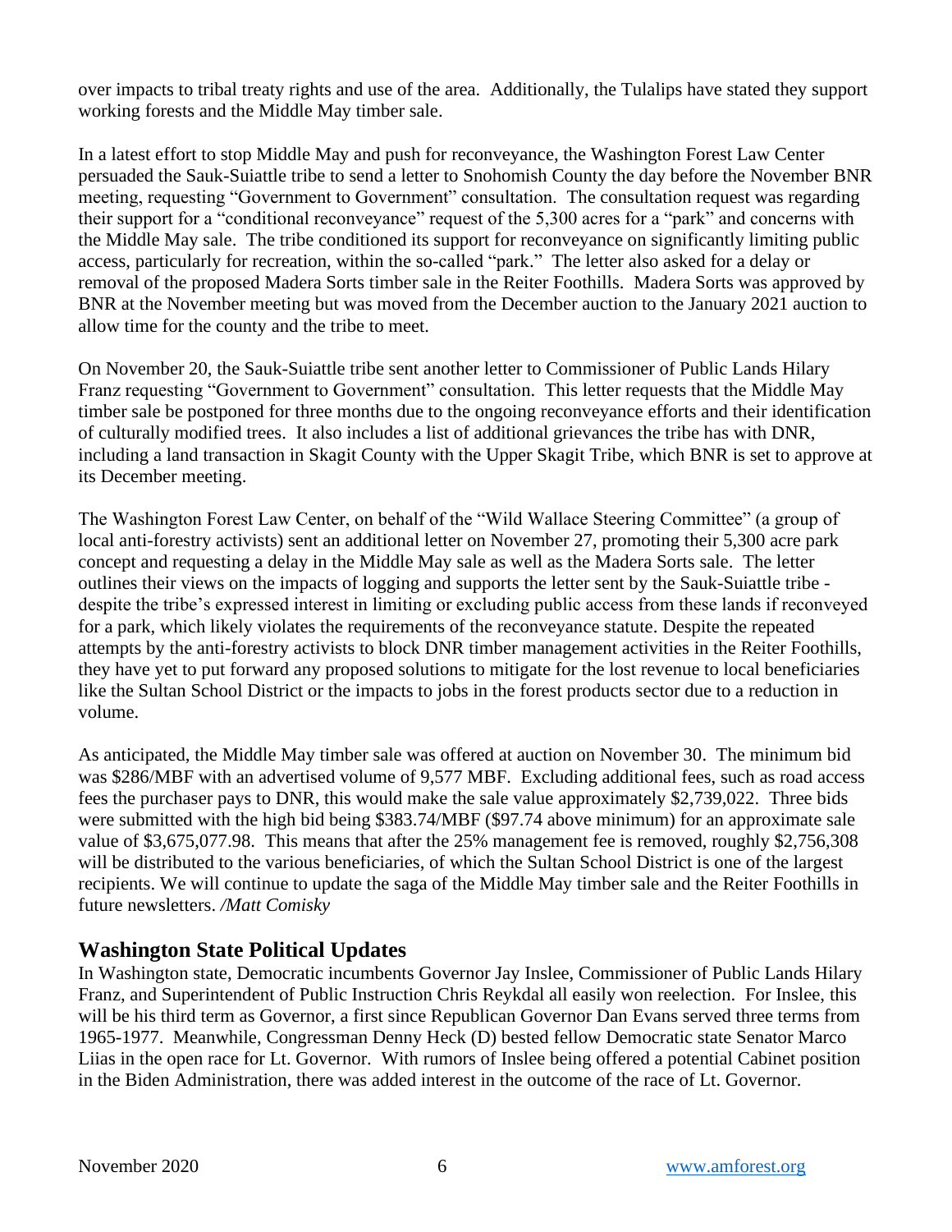over impacts to tribal treaty rights and use of the area. Additionally, the Tulalips have stated they support working forests and the Middle May timber sale.

In a latest effort to stop Middle May and push for reconveyance, the Washington Forest Law Center persuaded the Sauk-Suiattle tribe to send a letter to Snohomish County the day before the November BNR meeting, requesting "Government to Government" consultation. The consultation request was regarding their support for a "conditional reconveyance" request of the 5,300 acres for a "park" and concerns with the Middle May sale. The tribe conditioned its support for reconveyance on significantly limiting public access, particularly for recreation, within the so-called "park." The letter also asked for a delay or removal of the proposed Madera Sorts timber sale in the Reiter Foothills. Madera Sorts was approved by BNR at the November meeting but was moved from the December auction to the January 2021 auction to allow time for the county and the tribe to meet.

On November 20, the Sauk-Suiattle tribe sent another letter to Commissioner of Public Lands Hilary Franz requesting "Government to Government" consultation. This letter requests that the Middle May timber sale be postponed for three months due to the ongoing reconveyance efforts and their identification of culturally modified trees. It also includes a list of additional grievances the tribe has with DNR, including a land transaction in Skagit County with the Upper Skagit Tribe, which BNR is set to approve at its December meeting.

The Washington Forest Law Center, on behalf of the "Wild Wallace Steering Committee" (a group of local anti-forestry activists) sent an additional letter on November 27, promoting their 5,300 acre park concept and requesting a delay in the Middle May sale as well as the Madera Sorts sale. The letter outlines their views on the impacts of logging and supports the letter sent by the Sauk-Suiattle tribe - despite the tribe's expressed interest in limiting or excluding public access from these lands if reconveyed for a park, which likely violates the requirements of the reconveyance statute. Despite the repeated attempts by the anti-forestry activists to block DNR timber management activities in the Reiter Foothills, they have yet to put forward any proposed solutions to mitigate for the lost revenue to local beneficiaries like the Sultan School District or the impacts to jobs in the forest products sector due to a reduction in volume.

As anticipated, the Middle May timber sale was offered at auction on November 30. The minimum bid was $286/MBF with an advertised volume of 9,577 MBF. Excluding additional fees, such as road access fees the purchaser pays to DNR, this would make the sale value approximately $2,739,022. Three bids were submitted with the high bid being $383.74/MBF ($97.74 above minimum) for an approximate sale value of $3,675,077.98. This means that after the 25% management fee is removed, roughly $2,756,308 will be distributed to the various beneficiaries, of which the Sultan School District is one of the largest recipients. We will continue to update the saga of the Middle May timber sale and the Reiter Foothills in future newsletters. */Matt Comisky*

## Washington State Political Updates

In Washington state, Democratic incumbents Governor Jay Inslee, Commissioner of Public Lands Hilary Franz, and Superintendent of Public Instruction Chris Reykdal all easily won reelection. For Inslee, this will be his third term as Governor, a first since Republican Governor Dan Evans served three terms from 1965-1977. Meanwhile, Congressman Denny Heck (D) bested fellow Democratic state Senator Marco Liias in the open race for Lt. Governor. With rumors of Inslee being offered a potential Cabinet position in the Biden Administration, there was added interest in the outcome of the race of Lt. Governor.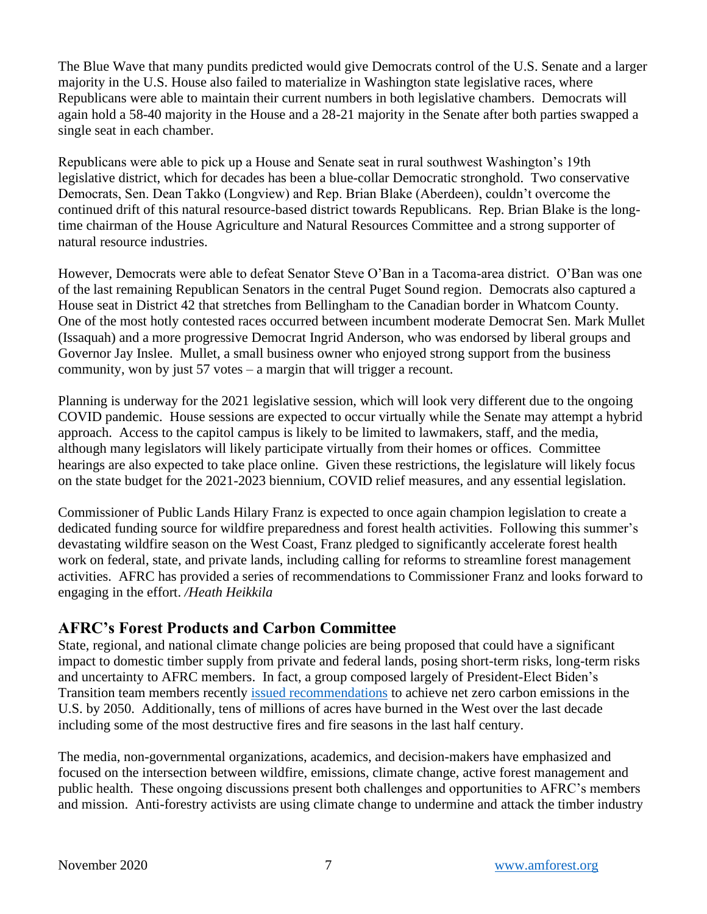The Blue Wave that many pundits predicted would give Democrats control of the U.S. Senate and a larger majority in the U.S. House also failed to materialize in Washington state legislative races, where Republicans were able to maintain their current numbers in both legislative chambers. Democrats will again hold a 58-40 majority in the House and a 28-21 majority in the Senate after both parties swapped a single seat in each chamber.

Republicans were able to pick up a House and Senate seat in rural southwest Washington's 19th legislative district, which for decades has been a blue-collar Democratic stronghold. Two conservative Democrats, Sen. Dean Takko (Longview) and Rep. Brian Blake (Aberdeen), couldn't overcome the continued drift of this natural resource-based district towards Republicans. Rep. Brian Blake is the long-time chairman of the House Agriculture and Natural Resources Committee and a strong supporter of natural resource industries.

However, Democrats were able to defeat Senator Steve O'Ban in a Tacoma-area district. O'Ban was one of the last remaining Republican Senators in the central Puget Sound region. Democrats also captured a House seat in District 42 that stretches from Bellingham to the Canadian border in Whatcom County. One of the most hotly contested races occurred between incumbent moderate Democrat Sen. Mark Mullet (Issaquah) and a more progressive Democrat Ingrid Anderson, who was endorsed by liberal groups and Governor Jay Inslee. Mullet, a small business owner who enjoyed strong support from the business community, won by just 57 votes – a margin that will trigger a recount.

Planning is underway for the 2021 legislative session, which will look very different due to the ongoing COVID pandemic. House sessions are expected to occur virtually while the Senate may attempt a hybrid approach. Access to the capitol campus is likely to be limited to lawmakers, staff, and the media, although many legislators will likely participate virtually from their homes or offices. Committee hearings are also expected to take place online. Given these restrictions, the legislature will likely focus on the state budget for the 2021-2023 biennium, COVID relief measures, and any essential legislation.

Commissioner of Public Lands Hilary Franz is expected to once again champion legislation to create a dedicated funding source for wildfire preparedness and forest health activities. Following this summer's devastating wildfire season on the West Coast, Franz pledged to significantly accelerate forest health work on federal, state, and private lands, including calling for reforms to streamline forest management activities. AFRC has provided a series of recommendations to Commissioner Franz and looks forward to engaging in the effort. */Heath Heikkila*

## AFRC's Forest Products and Carbon Committee

State, regional, and national climate change policies are being proposed that could have a significant impact to domestic timber supply from private and federal lands, posing short-term risks, long-term risks and uncertainty to AFRC members. In fact, a group composed largely of President-Elect Biden's Transition team members recently issued recommendations to achieve net zero carbon emissions in the U.S. by 2050. Additionally, tens of millions of acres have burned in the West over the last decade including some of the most destructive fires and fire seasons in the last half century.

The media, non-governmental organizations, academics, and decision-makers have emphasized and focused on the intersection between wildfire, emissions, climate change, active forest management and public health. These ongoing discussions present both challenges and opportunities to AFRC's members and mission. Anti-forestry activists are using climate change to undermine and attack the timber industry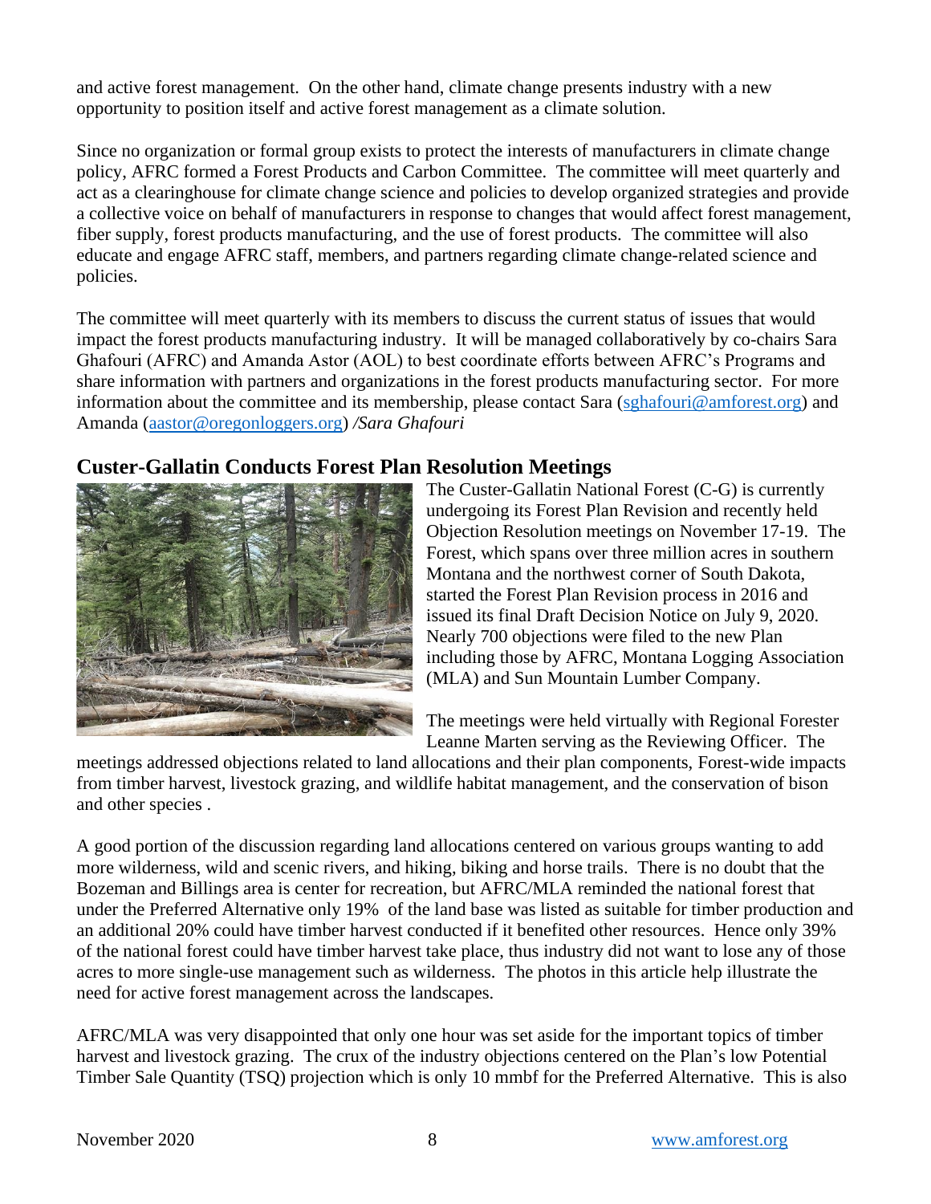and active forest management. On the other hand, climate change presents industry with a new opportunity to position itself and active forest management as a climate solution.

Since no organization or formal group exists to protect the interests of manufacturers in climate change policy, AFRC formed a Forest Products and Carbon Committee. The committee will meet quarterly and act as a clearinghouse for climate change science and policies to develop organized strategies and provide a collective voice on behalf of manufacturers in response to changes that would affect forest management, fiber supply, forest products manufacturing, and the use of forest products. The committee will also educate and engage AFRC staff, members, and partners regarding climate change-related science and policies.

The committee will meet quarterly with its members to discuss the current status of issues that would impact the forest products manufacturing industry. It will be managed collaboratively by co-chairs Sara Ghafouri (AFRC) and Amanda Astor (AOL) to best coordinate efforts between AFRC's Programs and share information with partners and organizations in the forest products manufacturing sector. For more information about the committee and its membership, please contact Sara (sghafouri@amforest.org) and Amanda (aastor@oregonloggers.org) */Sara Ghafouri*

## Custer-Gallatin Conducts Forest Plan Resolution Meetings

The Custer-Gallatin National Forest (C-G) is currently undergoing its Forest Plan Revision and recently held Objection Resolution meetings on November 17-19. The Forest, which spans over three million acres in southern Montana and the northwest corner of South Dakota, started the Forest Plan Revision process in 2016 and issued its final Draft Decision Notice on July 9, 2020. Nearly 700 objections were filed to the new Plan including those by AFRC, Montana Logging Association (MLA) and Sun Mountain Lumber Company.

The meetings were held virtually with Regional Forester Leanne Marten serving as the Reviewing Officer. The meetings addressed objections related to land allocations and their plan components, Forest-wide impacts from timber harvest, livestock grazing, and wildlife habitat management, and the conservation of bison and other species .

A good portion of the discussion regarding land allocations centered on various groups wanting to add more wilderness, wild and scenic rivers, and hiking, biking and horse trails. There is no doubt that the Bozeman and Billings area is center for recreation, but AFRC/MLA reminded the national forest that under the Preferred Alternative only 19% of the land base was listed as suitable for timber production and an additional 20% could have timber harvest conducted if it benefited other resources. Hence only 39% of the national forest could have timber harvest take place, thus industry did not want to lose any of those acres to more single-use management such as wilderness. The photos in this article help illustrate the need for active forest management across the landscapes.

AFRC/MLA was very disappointed that only one hour was set aside for the important topics of timber harvest and livestock grazing. The crux of the industry objections centered on the Plan's low Potential Timber Sale Quantity (TSQ) projection which is only 10 mmbf for the Preferred Alternative. This is also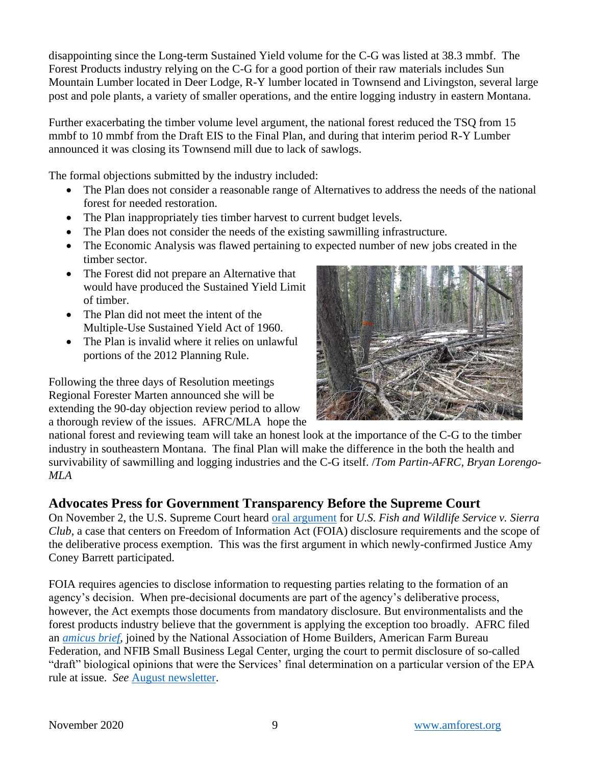disappointing since the Long-term Sustained Yield volume for the C-G was listed at 38.3 mmbf. The Forest Products industry relying on the C-G for a good portion of their raw materials includes Sun Mountain Lumber located in Deer Lodge, R-Y lumber located in Townsend and Livingston, several large post and pole plants, a variety of smaller operations, and the entire logging industry in eastern Montana.

Further exacerbating the timber volume level argument, the national forest reduced the TSQ from 15 mmbf to 10 mmbf from the Draft EIS to the Final Plan, and during that interim period R-Y Lumber announced it was closing its Townsend mill due to lack of sawlogs.

The formal objections submitted by the industry included:

- The Plan does not consider a reasonable range of Alternatives to address the needs of the national forest for needed restoration.
- The Plan inappropriately ties timber harvest to current budget levels.
- The Plan does not consider the needs of the existing sawmilling infrastructure.
- The Economic Analysis was flawed pertaining to expected number of new jobs created in the timber sector.
- The Forest did not prepare an Alternative that would have produced the Sustained Yield Limit of timber.
- The Plan did not meet the intent of the Multiple-Use Sustained Yield Act of 1960.
- The Plan is invalid where it relies on unlawful portions of the 2012 Planning Rule.

Following the three days of Resolution meetings Regional Forester Marten announced she will be extending the 90-day objection review period to allow a thorough review of the issues. AFRC/MLA hope the national forest and reviewing team will take an honest look at the importance of the C-G to the timber industry in southeastern Montana. The final Plan will make the difference in the both the health and survivability of sawmilling and logging industries and the C-G itself. /*Tom Partin-AFRC, Bryan Lorengo-MLA*

## Advocates Press for Government Transparency Before the Supreme Court

On November 2, the U.S. Supreme Court heard oral argument for *U.S. Fish and Wildlife Service v. Sierra Club*, a case that centers on Freedom of Information Act (FOIA) disclosure requirements and the scope of the deliberative process exemption. This was the first argument in which newly-confirmed Justice Amy Coney Barrett participated.

FOIA requires agencies to disclose information to requesting parties relating to the formation of an agency's decision. When pre-decisional documents are part of the agency's deliberative process, however, the Act exempts those documents from mandatory disclosure. But environmentalists and the forest products industry believe that the government is applying the exception too broadly. AFRC filed an *amicus brief*, joined by the National Association of Home Builders, American Farm Bureau Federation, and NFIB Small Business Legal Center, urging the court to permit disclosure of so-called "draft" biological opinions that were the Services' final determination on a particular version of the EPA rule at issue. *See* August newsletter.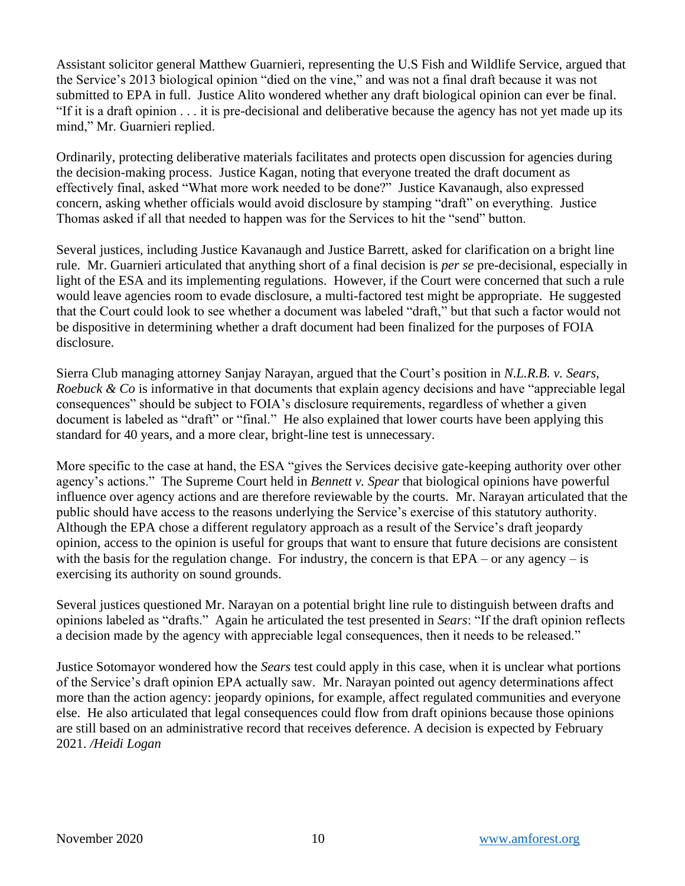Assistant solicitor general Matthew Guarnieri, representing the U.S Fish and Wildlife Service, argued that the Service's 2013 biological opinion "died on the vine," and was not a final draft because it was not submitted to EPA in full. Justice Alito wondered whether any draft biological opinion can ever be final. "If it is a draft opinion . . . it is pre-decisional and deliberative because the agency has not yet made up its mind," Mr. Guarnieri replied.

Ordinarily, protecting deliberative materials facilitates and protects open discussion for agencies during the decision-making process. Justice Kagan, noting that everyone treated the draft document as effectively final, asked "What more work needed to be done?" Justice Kavanaugh, also expressed concern, asking whether officials would avoid disclosure by stamping "draft" on everything. Justice Thomas asked if all that needed to happen was for the Services to hit the "send" button.

Several justices, including Justice Kavanaugh and Justice Barrett, asked for clarification on a bright line rule. Mr. Guarnieri articulated that anything short of a final decision is *per se* pre-decisional, especially in light of the ESA and its implementing regulations. However, if the Court were concerned that such a rule would leave agencies room to evade disclosure, a multi-factored test might be appropriate. He suggested that the Court could look to see whether a document was labeled "draft," but that such a factor would not be dispositive in determining whether a draft document had been finalized for the purposes of FOIA disclosure.

Sierra Club managing attorney Sanjay Narayan, argued that the Court's position in *N.L.R.B. v. Sears, Roebuck & Co* is informative in that documents that explain agency decisions and have "appreciable legal consequences" should be subject to FOIA's disclosure requirements, regardless of whether a given document is labeled as "draft" or "final." He also explained that lower courts have been applying this standard for 40 years, and a more clear, bright-line test is unnecessary.

More specific to the case at hand, the ESA "gives the Services decisive gate-keeping authority over other agency's actions." The Supreme Court held in *Bennett v. Spear* that biological opinions have powerful influence over agency actions and are therefore reviewable by the courts. Mr. Narayan articulated that the public should have access to the reasons underlying the Service's exercise of this statutory authority. Although the EPA chose a different regulatory approach as a result of the Service's draft jeopardy opinion, access to the opinion is useful for groups that want to ensure that future decisions are consistent with the basis for the regulation change. For industry, the concern is that EPA – or any agency – is exercising its authority on sound grounds.

Several justices questioned Mr. Narayan on a potential bright line rule to distinguish between drafts and opinions labeled as "drafts." Again he articulated the test presented in *Sears*: "If the draft opinion reflects a decision made by the agency with appreciable legal consequences, then it needs to be released."

Justice Sotomayor wondered how the *Sears* test could apply in this case, when it is unclear what portions of the Service's draft opinion EPA actually saw. Mr. Narayan pointed out agency determinations affect more than the action agency: jeopardy opinions, for example, affect regulated communities and everyone else. He also articulated that legal consequences could flow from draft opinions because those opinions are still based on an administrative record that receives deference. A decision is expected by February 2021. */Heidi Logan*